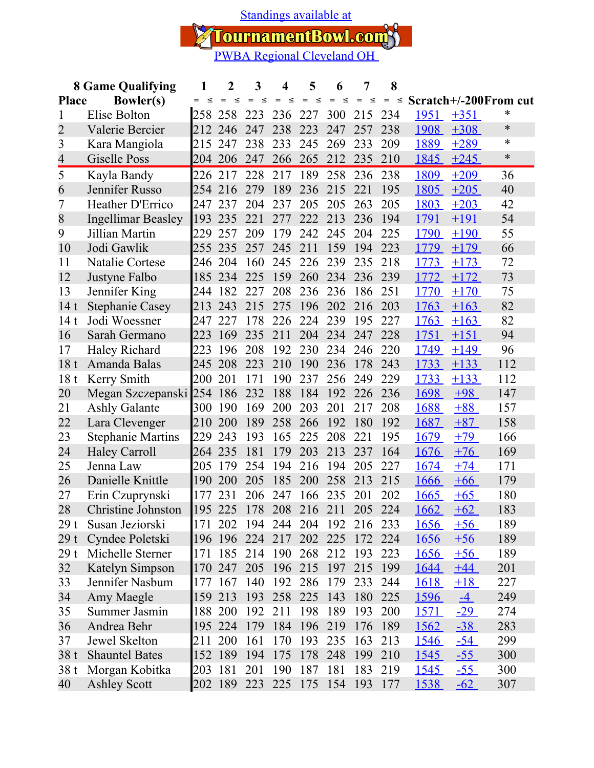Standings available at

TournamentBowl.com

PWBA Regional Cleveland OH

| Place | 8 Game Qualifying Bowler(s) | 1 | 2 | 3 | 4 | 5 | 6 | 7 | 8 | Scratch | +/-200 | From cut |
|---|---|---|---|---|---|---|---|---|---|---|---|---|
| 1 | Elise Bolton | 258 | 258 | 223 | 236 | 227 | 300 | 215 | 234 | 1951 | +351 | * |
| 2 | Valerie Bercier | 212 | 246 | 247 | 238 | 223 | 247 | 257 | 238 | 1908 | +308 | * |
| 3 | Kara Mangiola | 215 | 247 | 238 | 233 | 245 | 269 | 233 | 209 | 1889 | +289 | * |
| 4 | Giselle Poss | 204 | 206 | 247 | 266 | 265 | 212 | 235 | 210 | 1845 | +245 | * |
| 5 | Kayla Bandy | 226 | 217 | 228 | 217 | 189 | 258 | 236 | 238 | 1809 | +209 | 36 |
| 6 | Jennifer Russo | 254 | 216 | 279 | 189 | 236 | 215 | 221 | 195 | 1805 | +205 | 40 |
| 7 | Heather D'Errico | 247 | 237 | 204 | 237 | 205 | 205 | 263 | 205 | 1803 | +203 | 42 |
| 8 | Ingellimar Beasley | 193 | 235 | 221 | 277 | 222 | 213 | 236 | 194 | 1791 | +191 | 54 |
| 9 | Jillian Martin | 229 | 257 | 209 | 179 | 242 | 245 | 204 | 225 | 1790 | +190 | 55 |
| 10 | Jodi Gawlik | 255 | 235 | 257 | 245 | 211 | 159 | 194 | 223 | 1779 | +179 | 66 |
| 11 | Natalie Cortese | 246 | 204 | 160 | 245 | 226 | 239 | 235 | 218 | 1773 | +173 | 72 |
| 12 | Justyne Falbo | 185 | 234 | 225 | 159 | 260 | 234 | 236 | 239 | 1772 | +172 | 73 |
| 13 | Jennifer King | 244 | 182 | 227 | 208 | 236 | 236 | 186 | 251 | 1770 | +170 | 75 |
| 14 t | Stephanie Casey | 213 | 243 | 215 | 275 | 196 | 202 | 216 | 203 | 1763 | +163 | 82 |
| 14 t | Jodi Woessner | 247 | 227 | 178 | 226 | 224 | 239 | 195 | 227 | 1763 | +163 | 82 |
| 16 | Sarah Germano | 223 | 169 | 235 | 211 | 204 | 234 | 247 | 228 | 1751 | +151 | 94 |
| 17 | Haley Richard | 223 | 196 | 208 | 192 | 230 | 234 | 246 | 220 | 1749 | +149 | 96 |
| 18 t | Amanda Balas | 245 | 208 | 223 | 210 | 190 | 236 | 178 | 243 | 1733 | +133 | 112 |
| 18 t | Kerry Smith | 200 | 201 | 171 | 190 | 237 | 256 | 249 | 229 | 1733 | +133 | 112 |
| 20 | Megan Szczepanski | 254 | 186 | 232 | 188 | 184 | 192 | 226 | 236 | 1698 | +98 | 147 |
| 21 | Ashly Galante | 300 | 190 | 169 | 200 | 203 | 201 | 217 | 208 | 1688 | +88 | 157 |
| 22 | Lara Clevenger | 210 | 200 | 189 | 258 | 266 | 192 | 180 | 192 | 1687 | +87 | 158 |
| 23 | Stephanie Martins | 229 | 243 | 193 | 165 | 225 | 208 | 221 | 195 | 1679 | +79 | 166 |
| 24 | Haley Carroll | 264 | 235 | 181 | 179 | 203 | 213 | 237 | 164 | 1676 | +76 | 169 |
| 25 | Jenna Law | 205 | 179 | 254 | 194 | 216 | 194 | 205 | 227 | 1674 | +74 | 171 |
| 26 | Danielle Knittle | 190 | 200 | 205 | 185 | 200 | 258 | 213 | 215 | 1666 | +66 | 179 |
| 27 | Erin Czuprynski | 177 | 231 | 206 | 247 | 166 | 235 | 201 | 202 | 1665 | +65 | 180 |
| 28 | Christine Johnston | 195 | 225 | 178 | 208 | 216 | 211 | 205 | 224 | 1662 | +62 | 183 |
| 29 t | Susan Jeziorski | 171 | 202 | 194 | 244 | 204 | 192 | 216 | 233 | 1656 | +56 | 189 |
| 29 t | Cyndee Poletski | 196 | 196 | 224 | 217 | 202 | 225 | 172 | 224 | 1656 | +56 | 189 |
| 29 t | Michelle Sterner | 171 | 185 | 214 | 190 | 268 | 212 | 193 | 223 | 1656 | +56 | 189 |
| 32 | Katelyn Simpson | 170 | 247 | 205 | 196 | 215 | 197 | 215 | 199 | 1644 | +44 | 201 |
| 33 | Jennifer Nasbum | 177 | 167 | 140 | 192 | 286 | 179 | 233 | 244 | 1618 | +18 | 227 |
| 34 | Amy Maegle | 159 | 213 | 193 | 258 | 225 | 143 | 180 | 225 | 1596 | -4 | 249 |
| 35 | Summer Jasmin | 188 | 200 | 192 | 211 | 198 | 189 | 193 | 200 | 1571 | -29 | 274 |
| 36 | Andrea Behr | 195 | 224 | 179 | 184 | 196 | 219 | 176 | 189 | 1562 | -38 | 283 |
| 37 | Jewel Skelton | 211 | 200 | 161 | 170 | 193 | 235 | 163 | 213 | 1546 | -54 | 299 |
| 38 t | Shauntel Bates | 152 | 189 | 194 | 175 | 178 | 248 | 199 | 210 | 1545 | -55 | 300 |
| 38 t | Morgan Kobitka | 203 | 181 | 201 | 190 | 187 | 181 | 183 | 219 | 1545 | -55 | 300 |
| 40 | Ashley Scott | 202 | 189 | 223 | 225 | 175 | 154 | 193 | 177 | 1538 | -62 | 307 |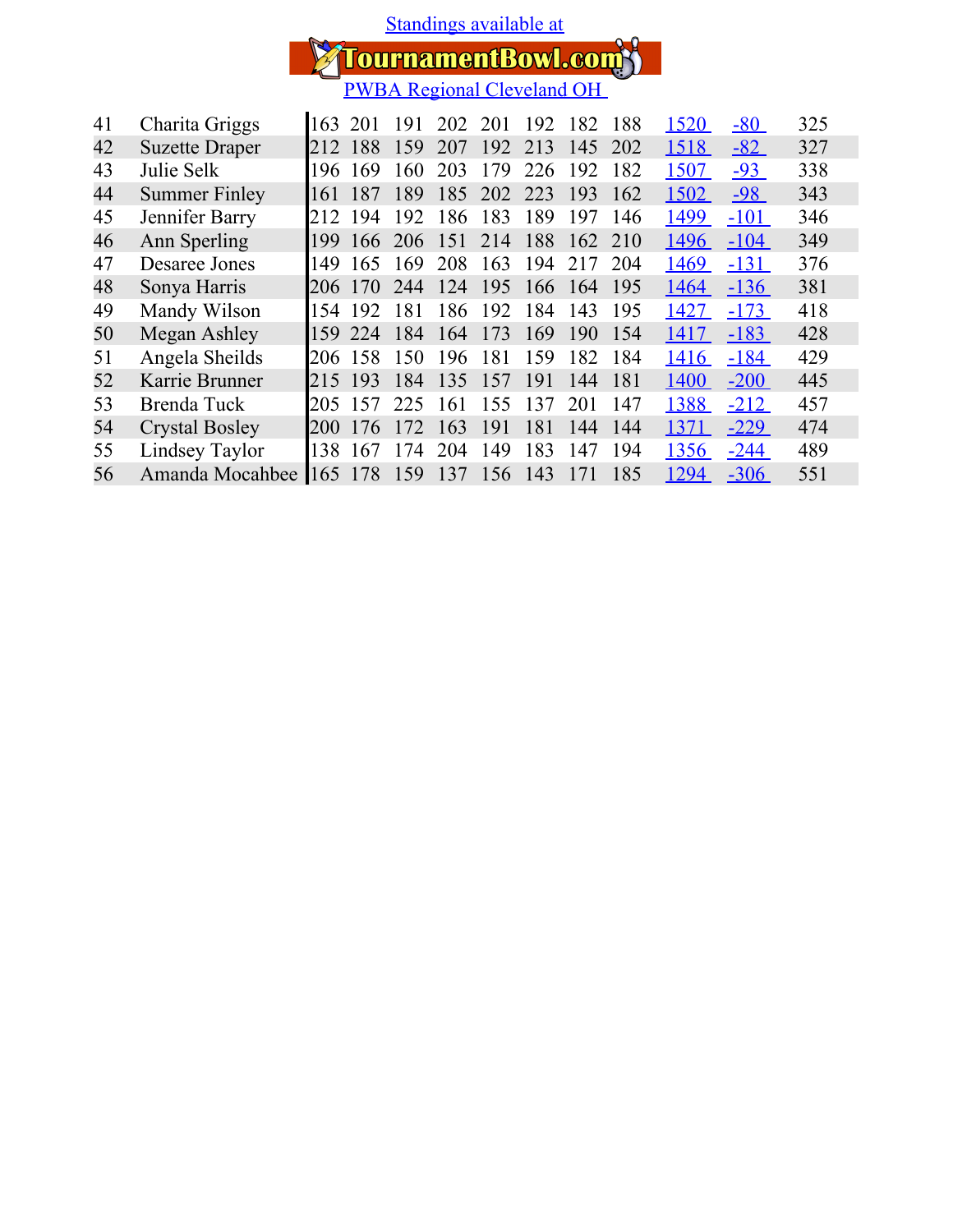Standings available at

TournamentBowl.com

PWBA Regional Cleveland OH

| | | | | | | | | | | | | |
|---|---|---|---|---|---|---|---|---|---|---|---|---|
| 41 | Charita Griggs | 163 | 201 | 191 | 202 | 201 | 192 | 182 | 188 | 1520 | -80 | 325 |
| 42 | Suzette Draper | 212 | 188 | 159 | 207 | 192 | 213 | 145 | 202 | 1518 | -82 | 327 |
| 43 | Julie Selk | 196 | 169 | 160 | 203 | 179 | 226 | 192 | 182 | 1507 | -93 | 338 |
| 44 | Summer Finley | 161 | 187 | 189 | 185 | 202 | 223 | 193 | 162 | 1502 | -98 | 343 |
| 45 | Jennifer Barry | 212 | 194 | 192 | 186 | 183 | 189 | 197 | 146 | 1499 | -101 | 346 |
| 46 | Ann Sperling | 199 | 166 | 206 | 151 | 214 | 188 | 162 | 210 | 1496 | -104 | 349 |
| 47 | Desaree Jones | 149 | 165 | 169 | 208 | 163 | 194 | 217 | 204 | 1469 | -131 | 376 |
| 48 | Sonya Harris | 206 | 170 | 244 | 124 | 195 | 166 | 164 | 195 | 1464 | -136 | 381 |
| 49 | Mandy Wilson | 154 | 192 | 181 | 186 | 192 | 184 | 143 | 195 | 1427 | -173 | 418 |
| 50 | Megan Ashley | 159 | 224 | 184 | 164 | 173 | 169 | 190 | 154 | 1417 | -183 | 428 |
| 51 | Angela Sheilds | 206 | 158 | 150 | 196 | 181 | 159 | 182 | 184 | 1416 | -184 | 429 |
| 52 | Karrie Brunner | 215 | 193 | 184 | 135 | 157 | 191 | 144 | 181 | 1400 | -200 | 445 |
| 53 | Brenda Tuck | 205 | 157 | 225 | 161 | 155 | 137 | 201 | 147 | 1388 | -212 | 457 |
| 54 | Crystal Bosley | 200 | 176 | 172 | 163 | 191 | 181 | 144 | 144 | 1371 | -229 | 474 |
| 55 | Lindsey Taylor | 138 | 167 | 174 | 204 | 149 | 183 | 147 | 194 | 1356 | -244 | 489 |
| 56 | Amanda Mocahbee | 165 | 178 | 159 | 137 | 156 | 143 | 171 | 185 | 1294 | -306 | 551 |